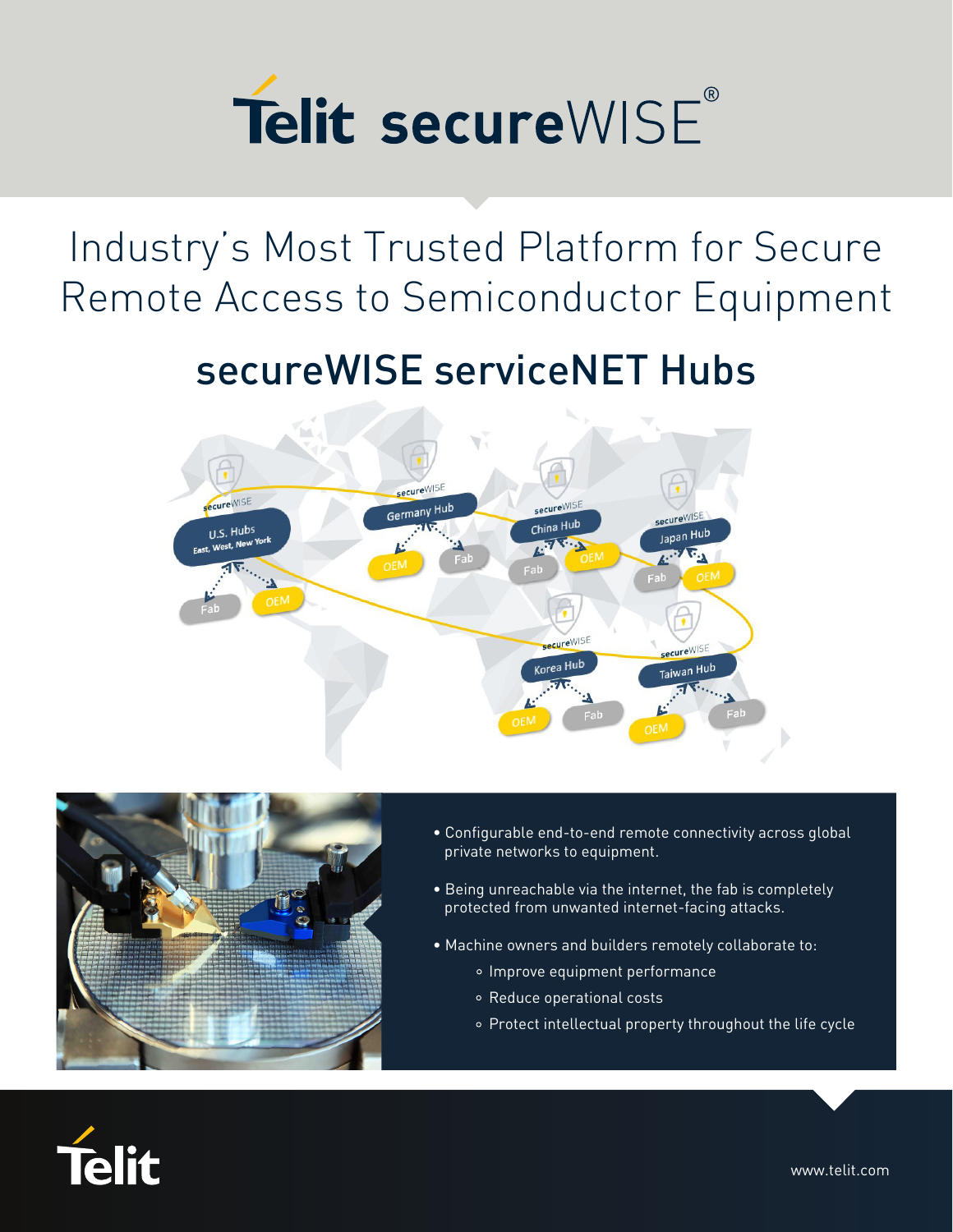# Telit secureWISE®

## Industry's Most Trusted Platform for Secure Remote Access to Semiconductor Equipment

### secureWISE serviceNET Hubs

- Configurable end-to-end remote connectivity across global private networks to equipment.
- Being unreachable via the internet, the fab is completely protected from unwanted internet-facing attacks.
- Machine owners and builders remotely collaborate to:
  - Improve equipment performance
  - Reduce operational costs
  - Protect intellectual property throughout the life cycle

Telit

www.telit.com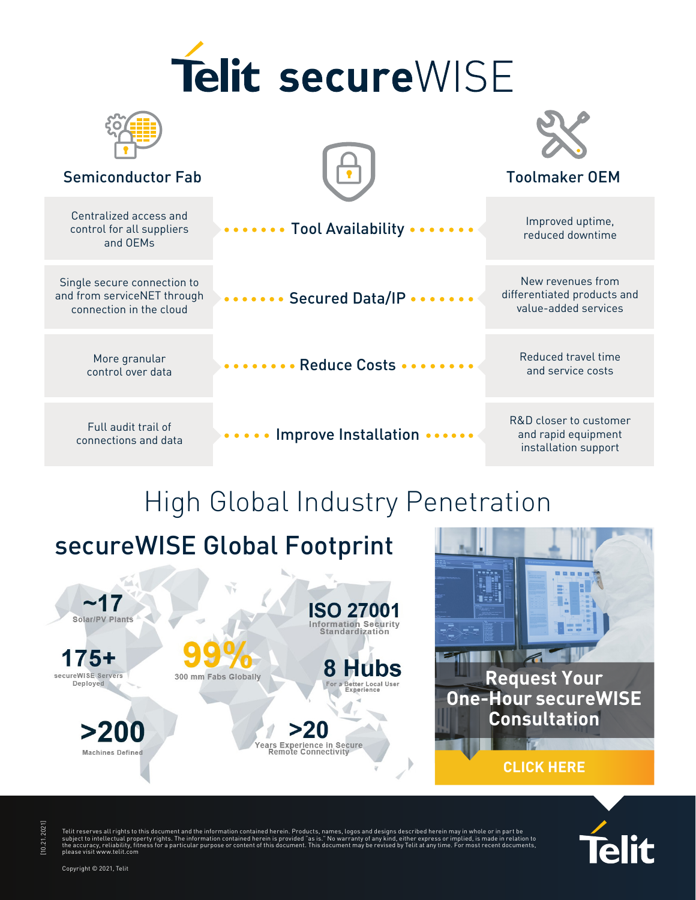# Telit secureWISE

| Semiconductor Fab | | Toolmaker OEM |
|---|---|---|
| Centralized access and control for all suppliers and OEMs | Tool Availability | Improved uptime, reduced downtime |
| Single secure connection to and from serviceNET through connection in the cloud | Secured Data/IP | New revenues from differentiated products and value-added services |
| More granular control over data | Reduce Costs | Reduced travel time and service costs |
| Full audit trail of connections and data | Improve Installation | R&D closer to customer and rapid equipment installation support |

## High Global Industry Penetration

### secureWISE Global Footprint

~17
Solar/PV Plants

175+
secureWISE Servers Deployed

99%
300 mm Fabs Globally

>200
Machines Defined

ISO 27001
Information Security Standardization

8 Hubs
For a Better Local User Experience

>20
Years Experience in Secure Remote Connectivity

**Request Your One-Hour secureWISE Consultation**

**CLICK HERE**

Telit reserves all rights to this document and the information contained herein. Products, names, logos and designs described herein may in whole or in part be subject to intellectual property rights. The information contained herein is provided "as is." No warranty of any kind, either express or implied, is made in relation to the accuracy, reliability, fitness for a particular purpose or content of this document. This document may be revised by Telit at any time. For most recent documents, please visit www.telit.com

Copyright © 2021, Telit

[10.21.2021]